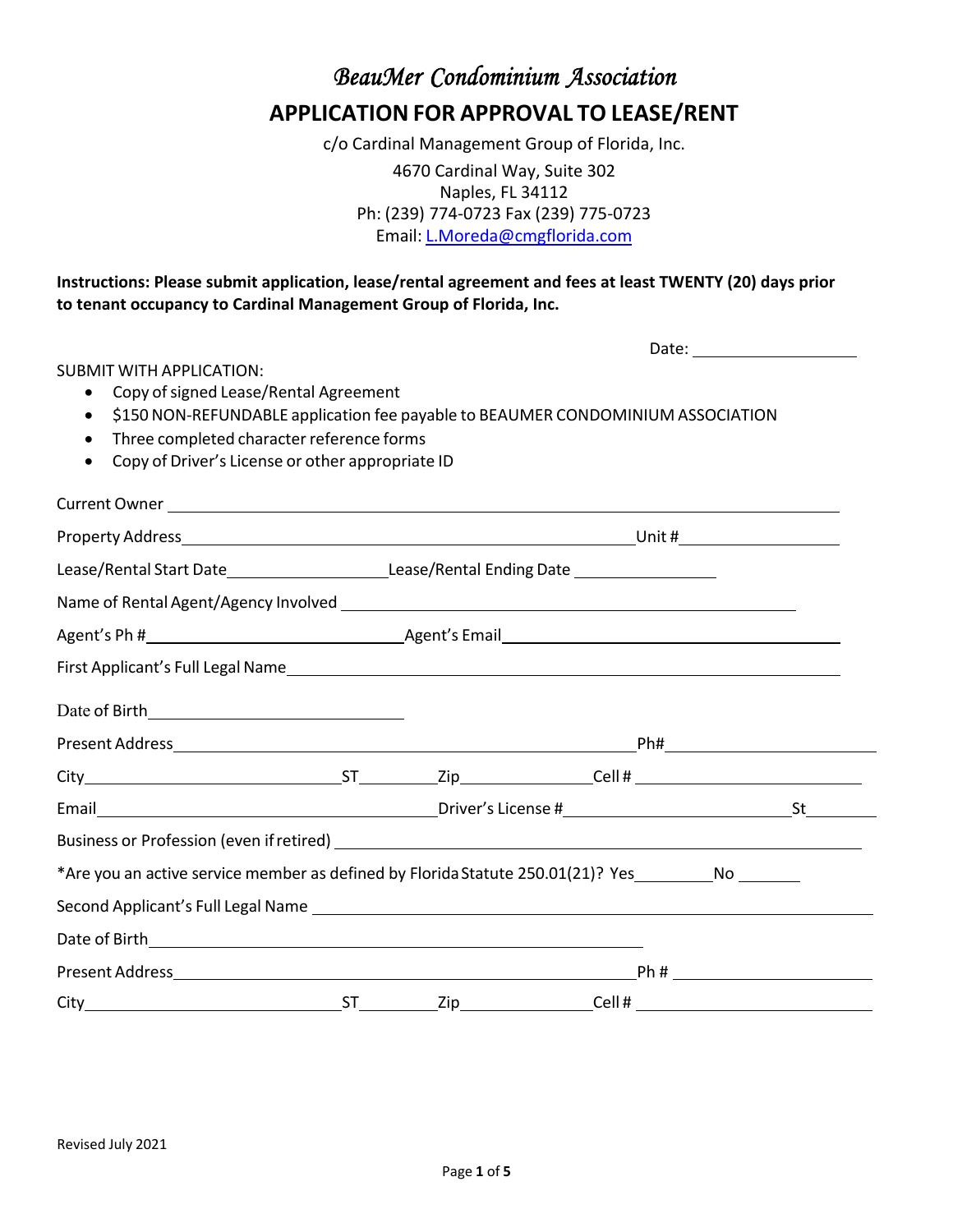# *BeauMer Condominium Association*

## APPLICATION FOR APPROVAL TO LEASE/RENT

c/o Cardinal Management Group of Florida, Inc.
4670 Cardinal Way, Suite 302
Naples, FL 34112
Ph: (239) 774-0723 Fax (239) 775-0723
Email: L.Moreda@cmgflorida.com

**Instructions: Please submit application, lease/rental agreement and fees at least TWENTY (20) days prior to tenant occupancy to Cardinal Management Group of Florida, Inc.**

Date: ____________________

SUBMIT WITH APPLICATION:

- Copy of signed Lease/Rental Agreement
- $150 NON-REFUNDABLE application fee payable to BEAUMER CONDOMINIUM ASSOCIATION
- Three completed character reference forms
- Copy of Driver's License or other appropriate ID

Current Owner ______________________________________________

Property Address ______________________________________ Unit # ______________

Lease/Rental Start Date ______________ Lease/Rental Ending Date ______________

Name of Rental Agent/Agency Involved ______________________________________

Agent's Ph # ______________________ Agent's Email ______________________________

First Applicant's Full Legal Name ______________________________________________

Date of Birth ______________________

Present Address ______________________________________ Ph# ______________________

City ______________________ ST ________ Zip ____________ Cell # ______________________

Email ______________________________ Driver's License # ______________________ St ________

Business or Profession (even if retired) ______________________________________________

*Are you an active service member as defined by Florida Statute 250.01(21)? Yes ________ No _______

Second Applicant's Full Legal Name ______________________________________________

Date of Birth ______________________________________________

Present Address ______________________________________ Ph # ______________________

City ______________________ ST ________ Zip ____________ Cell # ______________________

Revised July 2021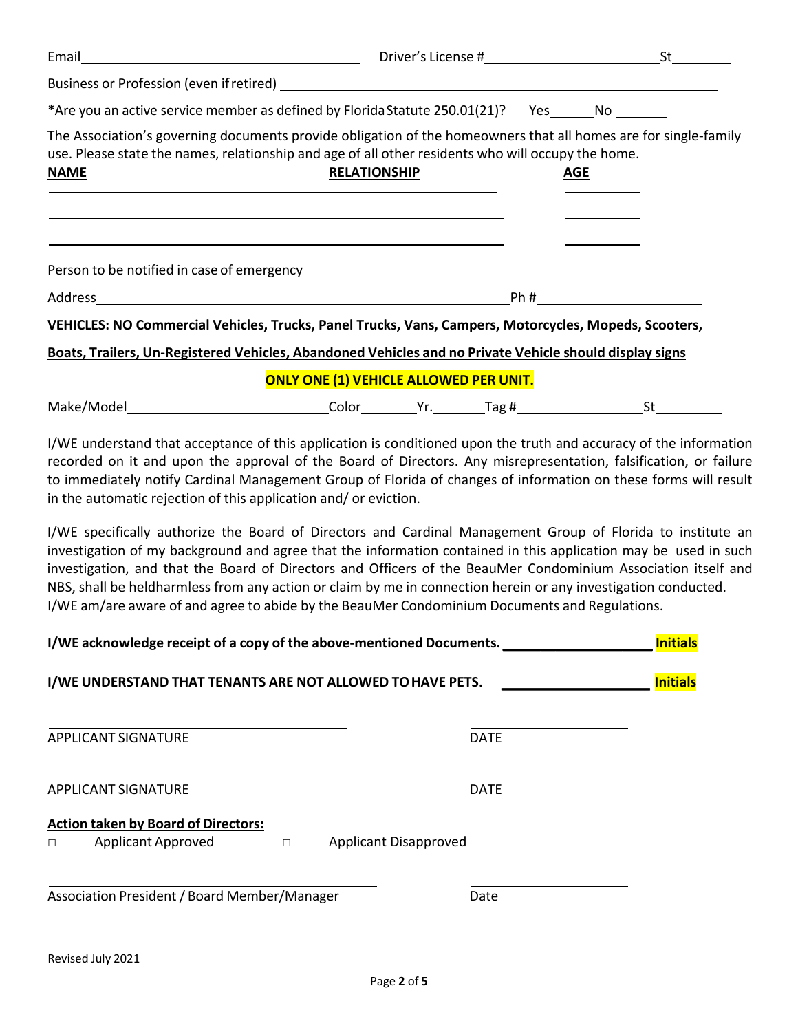Email ______________________________ Driver's License # ____________________ St ________

Business or Profession (even if retired) ________________________________________________

*Are you an active service member as defined by Florida Statute 250.01(21)? Yes______ No _______

The Association's governing documents provide obligation of the homeowners that all homes are for single-family use. Please state the names, relationship and age of all other residents who will occupy the home.

| **NAME** | **RELATIONSHIP** | **AGE** |
|---|---|---|
| | | |
| | | |
| | | |

Person to be notified in case of emergency ________________________________________________

Address ________________________________________________ Ph # ____________________

**VEHICLES: NO Commercial Vehicles, Trucks, Panel Trucks, Vans, Campers, Motorcycles, Mopeds, Scooters, Boats, Trailers, Un-Registered Vehicles, Abandoned Vehicles and no Private Vehicle should display signs**

**ONLY ONE (1) VEHICLE ALLOWED PER UNIT.**

Make/Model ______________________ Color________ Yr.________ Tag # ________________ St ________

I/WE understand that acceptance of this application is conditioned upon the truth and accuracy of the information recorded on it and upon the approval of the Board of Directors. Any misrepresentation, falsification, or failure to immediately notify Cardinal Management Group of Florida of changes of information on these forms will result in the automatic rejection of this application and/ or eviction.

I/WE specifically authorize the Board of Directors and Cardinal Management Group of Florida to institute an investigation of my background and agree that the information contained in this application may be used in such investigation, and that the Board of Directors and Officers of the BeauMer Condominium Association itself and NBS, shall be heldharmless from any action or claim by me in connection herein or any investigation conducted. I/WE am/are aware of and agree to abide by the BeauMer Condominium Documents and Regulations.

**I/WE acknowledge receipt of a copy of the above-mentioned Documents.** ____________________ **Initials**

**I/WE UNDERSTAND THAT TENANTS ARE NOT ALLOWED TO HAVE PETS.** ____________________ **Initials**

______________________________ ____________________
APPLICANT SIGNATURE DATE

______________________________ ____________________
APPLICANT SIGNATURE DATE

**Action taken by Board of Directors:**

□ Applicant Approved □ Applicant Disapproved

______________________________ ____________________
Association President / Board Member/Manager Date

Revised July 2021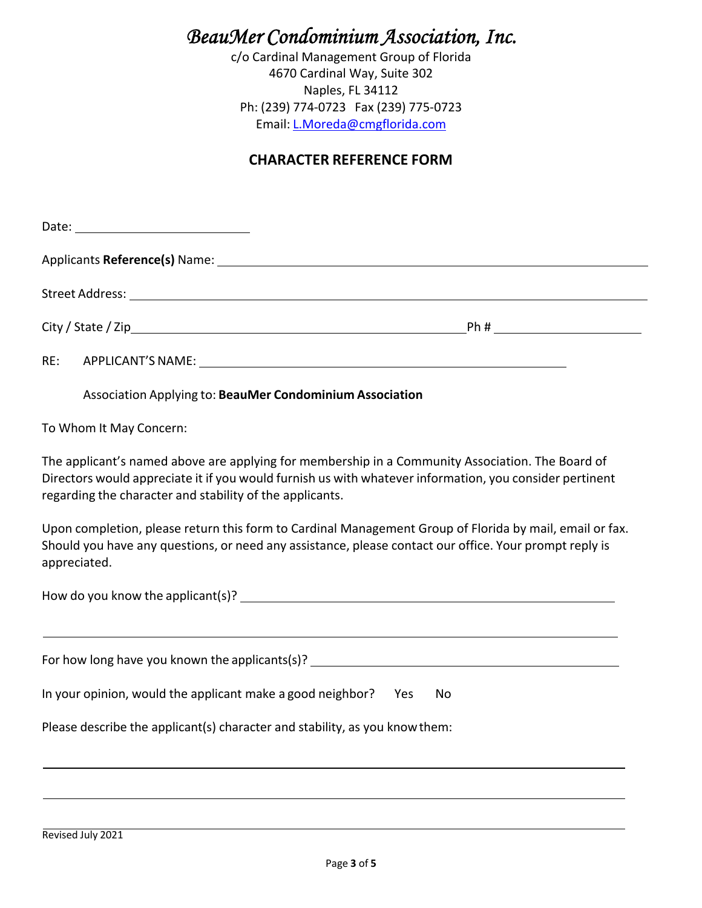# *BeauMer Condominium Association, Inc.*

c/o Cardinal Management Group of Florida
4670 Cardinal Way, Suite 302
Naples, FL 34112
Ph: (239) 774-0723 Fax (239) 775-0723
Email: L.Moreda@cmgflorida.com

## CHARACTER REFERENCE FORM

Date: ____________________________

Applicants **Reference(s)** Name: ______________________________________________________________

Street Address: ______________________________________________________________________

City / State / Zip______________________________________________ Ph # ______________________

RE: APPLICANT'S NAME: ____________________________________________________

Association Applying to: **BeauMer Condominium Association**

To Whom It May Concern:

The applicant's named above are applying for membership in a Community Association. The Board of Directors would appreciate it if you would furnish us with whatever information, you consider pertinent regarding the character and stability of the applicants.

Upon completion, please return this form to Cardinal Management Group of Florida by mail, email or fax. Should you have any questions, or need any assistance, please contact our office. Your prompt reply is appreciated.

How do you know the applicant(s)? ____________________________________________________

______________________________________________________________________________

For how long have you known the applicants(s)? ________________________________________

In your opinion, would the applicant make a good neighbor? Yes No

Please describe the applicant(s) character and stability, as you know them:

______________________________________________________________________________

______________________________________________________________________________

______________________________________________________________________________

Revised July 2021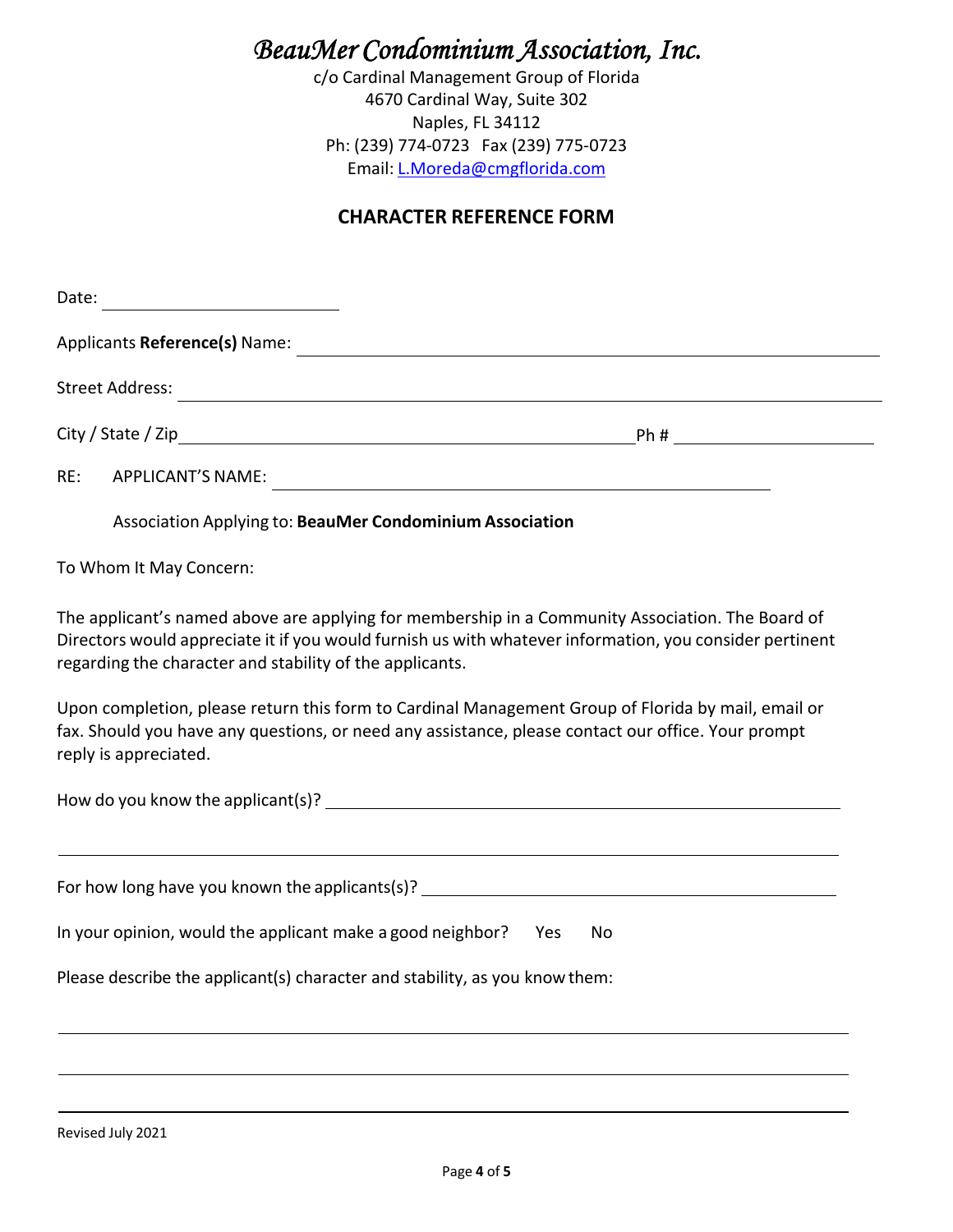# *BeauMer Condominium Association, Inc.*

c/o Cardinal Management Group of Florida
4670 Cardinal Way, Suite 302
Naples, FL 34112
Ph: (239) 774-0723 Fax (239) 775-0723
Email: L.Moreda@cmgflorida.com

## CHARACTER REFERENCE FORM

Date: ____________________

Applicants **Reference(s)** Name: ____________________________________________

Street Address: ____________________________________________

City / State / Zip ______________________________ Ph # ____________________

RE: APPLICANT'S NAME: ____________________________________________

Association Applying to: **BeauMer Condominium Association**

To Whom It May Concern:

The applicant's named above are applying for membership in a Community Association. The Board of Directors would appreciate it if you would furnish us with whatever information, you consider pertinent regarding the character and stability of the applicants.

Upon completion, please return this form to Cardinal Management Group of Florida by mail, email or fax. Should you have any questions, or need any assistance, please contact our office. Your prompt reply is appreciated.

How do you know the applicant(s)? ____________________________________________

____________________________________________

For how long have you known the applicants(s)? ______________________________

In your opinion, would the applicant make a good neighbor? Yes No

Please describe the applicant(s) character and stability, as you know them:

____________________________________________

____________________________________________

____________________________________________

Revised July 2021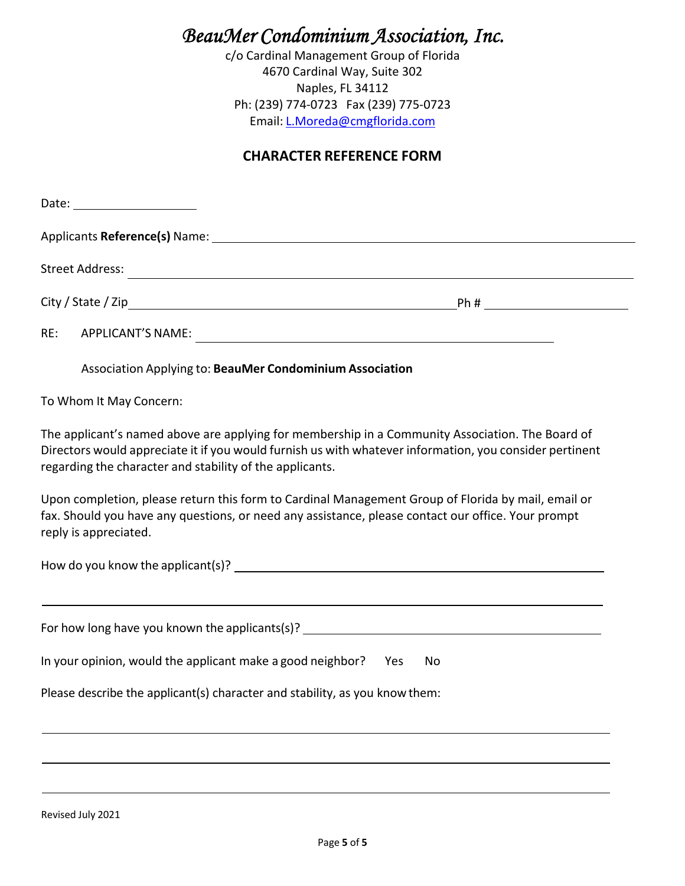# *BeauMer Condominium Association, Inc.*

c/o Cardinal Management Group of Florida
4670 Cardinal Way, Suite 302
Naples, FL 34112
Ph: (239) 774-0723 Fax (239) 775-0723
Email: L.Moreda@cmgflorida.com

## CHARACTER REFERENCE FORM

Date: ____________________

Applicants **Reference(s)** Name: ________________________________________________

Street Address: ________________________________________________

City / State / Zip ________________________________ Ph # ____________________

RE: APPLICANT'S NAME: ________________________________________

Association Applying to: **BeauMer Condominium Association**

To Whom It May Concern:

The applicant's named above are applying for membership in a Community Association. The Board of Directors would appreciate it if you would furnish us with whatever information, you consider pertinent regarding the character and stability of the applicants.

Upon completion, please return this form to Cardinal Management Group of Florida by mail, email or fax. Should you have any questions, or need any assistance, please contact our office. Your prompt reply is appreciated.

How do you know the applicant(s)? ________________________________________________

________________________________________________________________________

For how long have you known the applicants(s)? ________________________________________

In your opinion, would the applicant make a good neighbor? Yes No

Please describe the applicant(s) character and stability, as you know them:

________________________________________________________________________

________________________________________________________________________

________________________________________________________________________

Revised July 2021